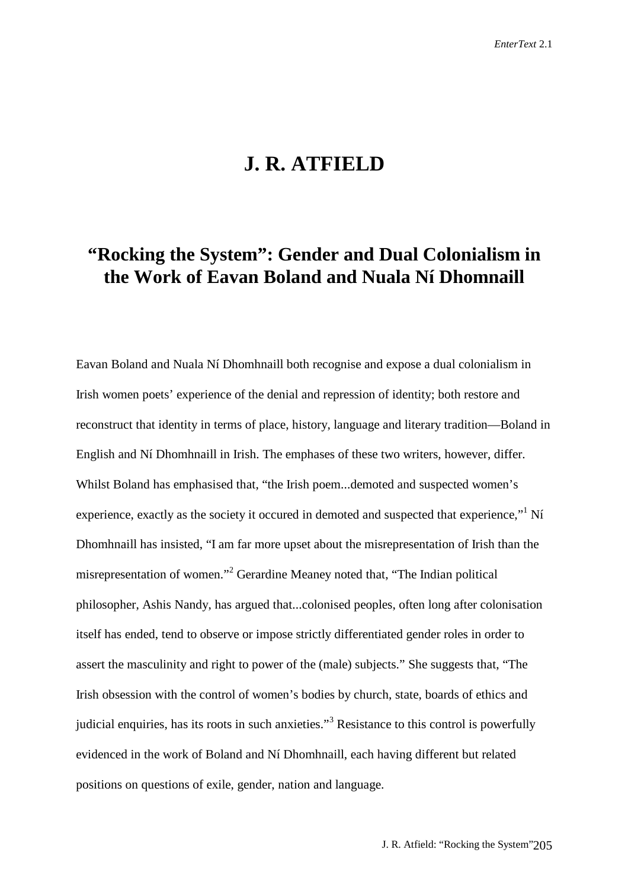# J. R. ATFIELD

## “Rocking the System”: Gender and Dual Colonialism in the Work of Eavan Boland and Nuala Ní Dhomnaill

Eavan Boland and Nuala Ní Dhomhnaill both recognise and expose a dual colonialism in Irish women poets’ experience of the denial and repression of identity; both restore and reconstruct that identity in terms of place, history, language and literary tradition—Boland in English and Ní Dhomhnaill in Irish. The emphases of these two writers, however, differ. Whilst Boland has emphasised that, “the Irish poem...demoted and suspected women’s experience, exactly as the society it occured in demoted and suspected that experience,”[1] Ní Dhomhnaill has insisted, “I am far more upset about the misrepresentation of Irish than the misrepresentation of women.”[2] Gerardine Meaney noted that, “The Indian political philosopher, Ashis Nandy, has argued that...colonised peoples, often long after colonisation itself has ended, tend to observe or impose strictly differentiated gender roles in order to assert the masculinity and right to power of the (male) subjects.” She suggests that, “The Irish obsession with the control of women’s bodies by church, state, boards of ethics and judicial enquiries, has its roots in such anxieties.”[3] Resistance to this control is powerfully evidenced in the work of Boland and Ní Dhomhnaill, each having different but related positions on questions of exile, gender, nation and language.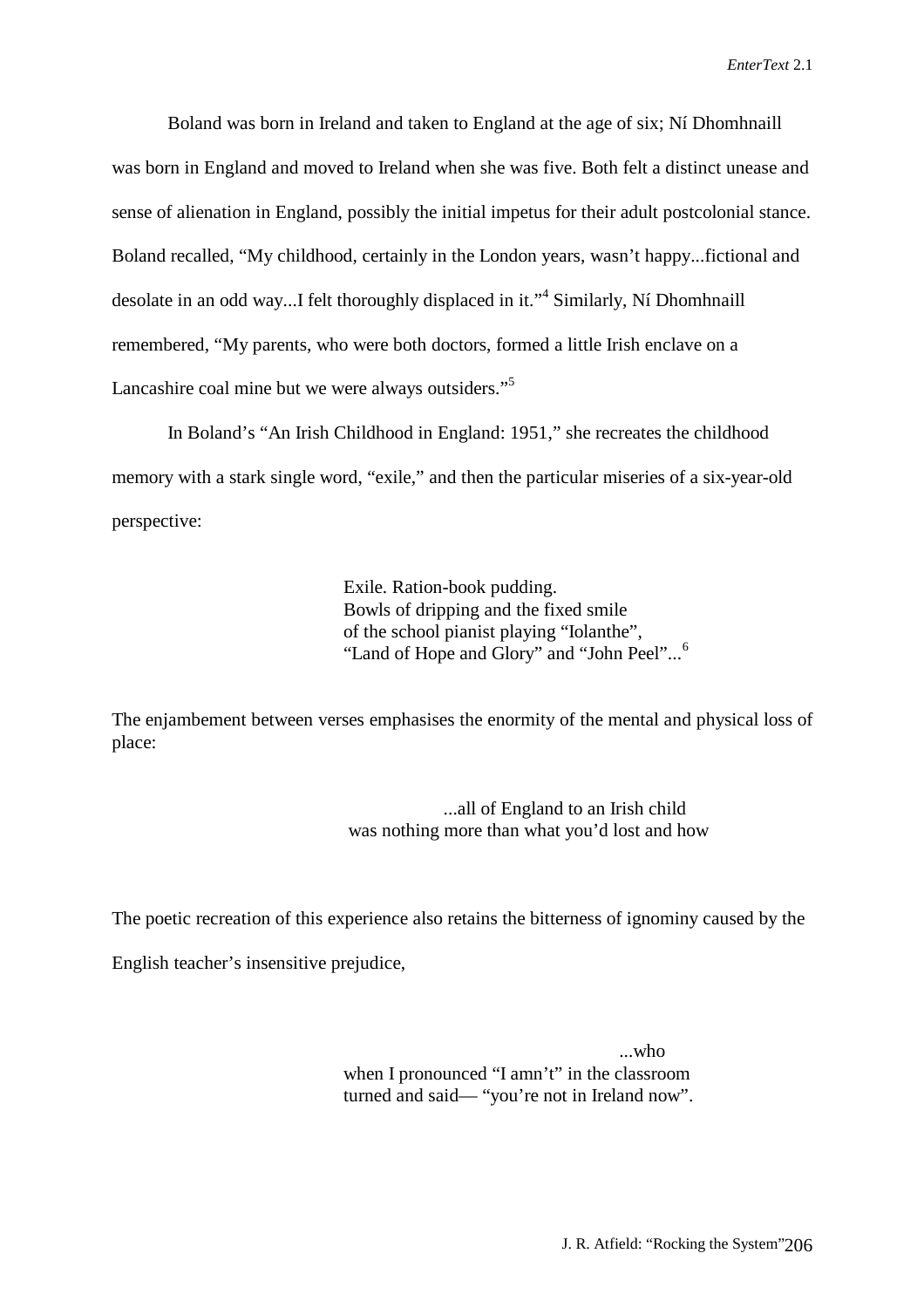Boland was born in Ireland and taken to England at the age of six; Ní Dhomhnaill was born in England and moved to Ireland when she was five. Both felt a distinct unease and sense of alienation in England, possibly the initial impetus for their adult postcolonial stance. Boland recalled, "My childhood, certainly in the London years, wasn't happy...fictional and desolate in an odd way...I felt thoroughly displaced in it."[4] Similarly, Ní Dhomhnaill remembered, "My parents, who were both doctors, formed a little Irish enclave on a Lancashire coal mine but we were always outsiders."[5]

In Boland's "An Irish Childhood in England: 1951," she recreates the childhood memory with a stark single word, "exile," and then the particular miseries of a six-year-old perspective:

> Exile. Ration-book pudding.
> Bowls of dripping and the fixed smile
> of the school pianist playing "Iolanthe",
> "Land of Hope and Glory" and "John Peel"...[6]

The enjambement between verses emphasises the enormity of the mental and physical loss of place:

> ...all of England to an Irish child
> was nothing more than what you'd lost and how

The poetic recreation of this experience also retains the bitterness of ignominy caused by the English teacher's insensitive prejudice,

> ...who
> when I pronounced "I amn't" in the classroom
> turned and said— "you're not in Ireland now".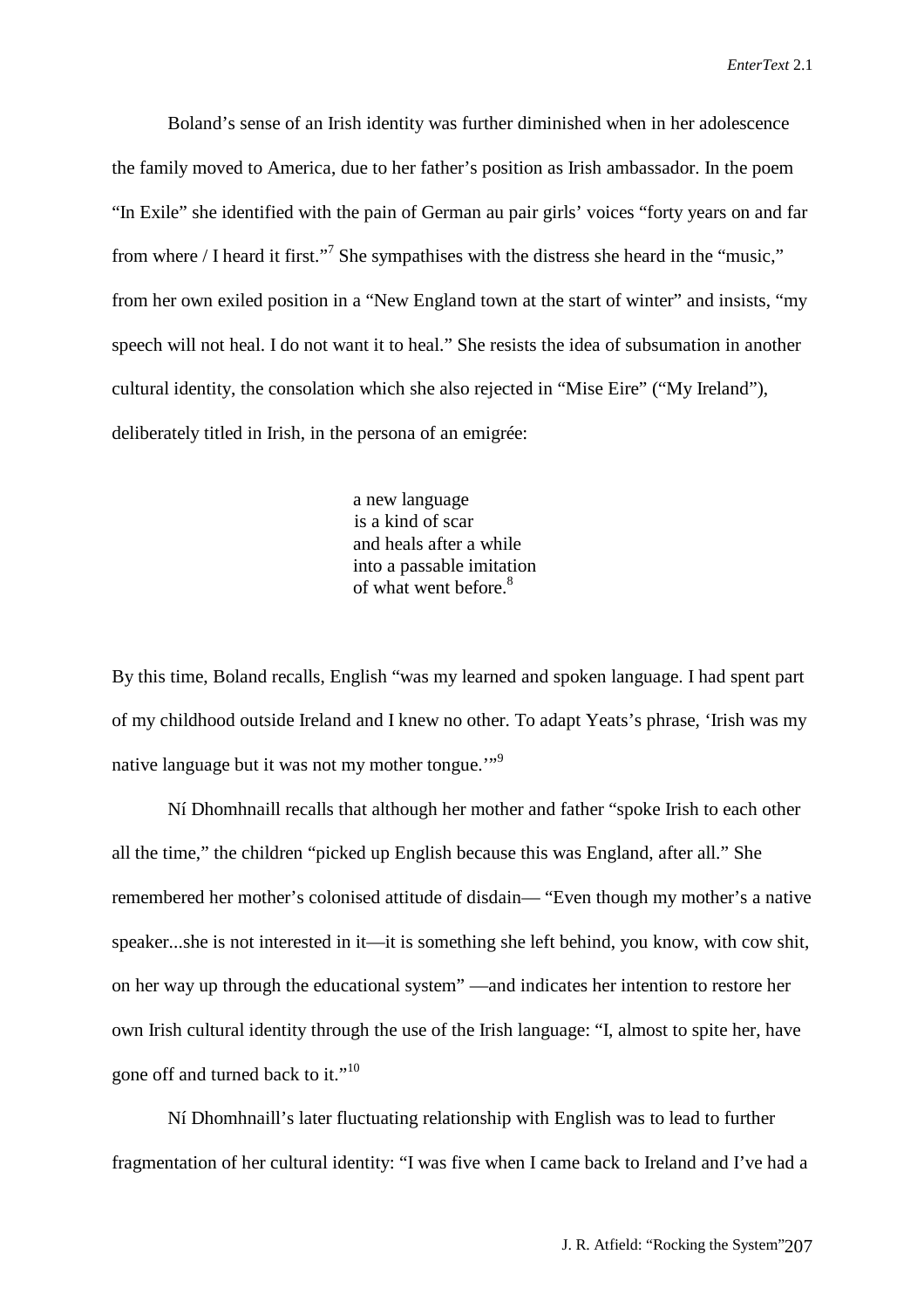Boland's sense of an Irish identity was further diminished when in her adolescence the family moved to America, due to her father's position as Irish ambassador. In the poem "In Exile" she identified with the pain of German au pair girls' voices "forty years on and far from where / I heard it first."[7] She sympathises with the distress she heard in the "music," from her own exiled position in a "New England town at the start of winter" and insists, "my speech will not heal. I do not want it to heal." She resists the idea of subsumation in another cultural identity, the consolation which she also rejected in "Mise Eire" ("My Ireland"), deliberately titled in Irish, in the persona of an emigrée:

> a new language
> is a kind of scar
> and heals after a while
> into a passable imitation
> of what went before.[8]

By this time, Boland recalls, English "was my learned and spoken language. I had spent part of my childhood outside Ireland and I knew no other. To adapt Yeats's phrase, 'Irish was my native language but it was not my mother tongue.'"[9]

Ní Dhomhnaill recalls that although her mother and father "spoke Irish to each other all the time," the children "picked up English because this was England, after all." She remembered her mother's colonised attitude of disdain— "Even though my mother's a native speaker...she is not interested in it—it is something she left behind, you know, with cow shit, on her way up through the educational system" —and indicates her intention to restore her own Irish cultural identity through the use of the Irish language: "I, almost to spite her, have gone off and turned back to it."[10]

Ní Dhomhnaill's later fluctuating relationship with English was to lead to further fragmentation of her cultural identity: "I was five when I came back to Ireland and I've had a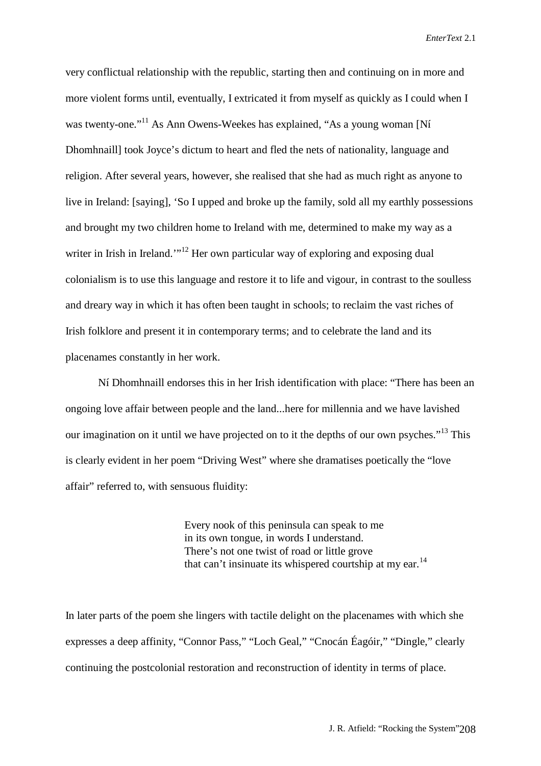very conflictual relationship with the republic, starting then and continuing on in more and more violent forms until, eventually, I extricated it from myself as quickly as I could when I was twenty-one."[11] As Ann Owens-Weekes has explained, "As a young woman [Ní Dhomhnaill] took Joyce's dictum to heart and fled the nets of nationality, language and religion. After several years, however, she realised that she had as much right as anyone to live in Ireland: [saying], 'So I upped and broke up the family, sold all my earthly possessions and brought my two children home to Ireland with me, determined to make my way as a writer in Irish in Ireland.'"[12] Her own particular way of exploring and exposing dual colonialism is to use this language and restore it to life and vigour, in contrast to the soulless and dreary way in which it has often been taught in schools; to reclaim the vast riches of Irish folklore and present it in contemporary terms; and to celebrate the land and its placenames constantly in her work.

Ní Dhomhnaill endorses this in her Irish identification with place: "There has been an ongoing love affair between people and the land...here for millennia and we have lavished our imagination on it until we have projected on to it the depths of our own psyches."[13] This is clearly evident in her poem "Driving West" where she dramatises poetically the "love affair" referred to, with sensuous fluidity:

> Every nook of this peninsula can speak to me
> in its own tongue, in words I understand.
> There's not one twist of road or little grove
> that can't insinuate its whispered courtship at my ear.[14]

In later parts of the poem she lingers with tactile delight on the placenames with which she expresses a deep affinity, "Connor Pass," "Loch Geal," "Cnocán Éagóir," "Dingle," clearly continuing the postcolonial restoration and reconstruction of identity in terms of place.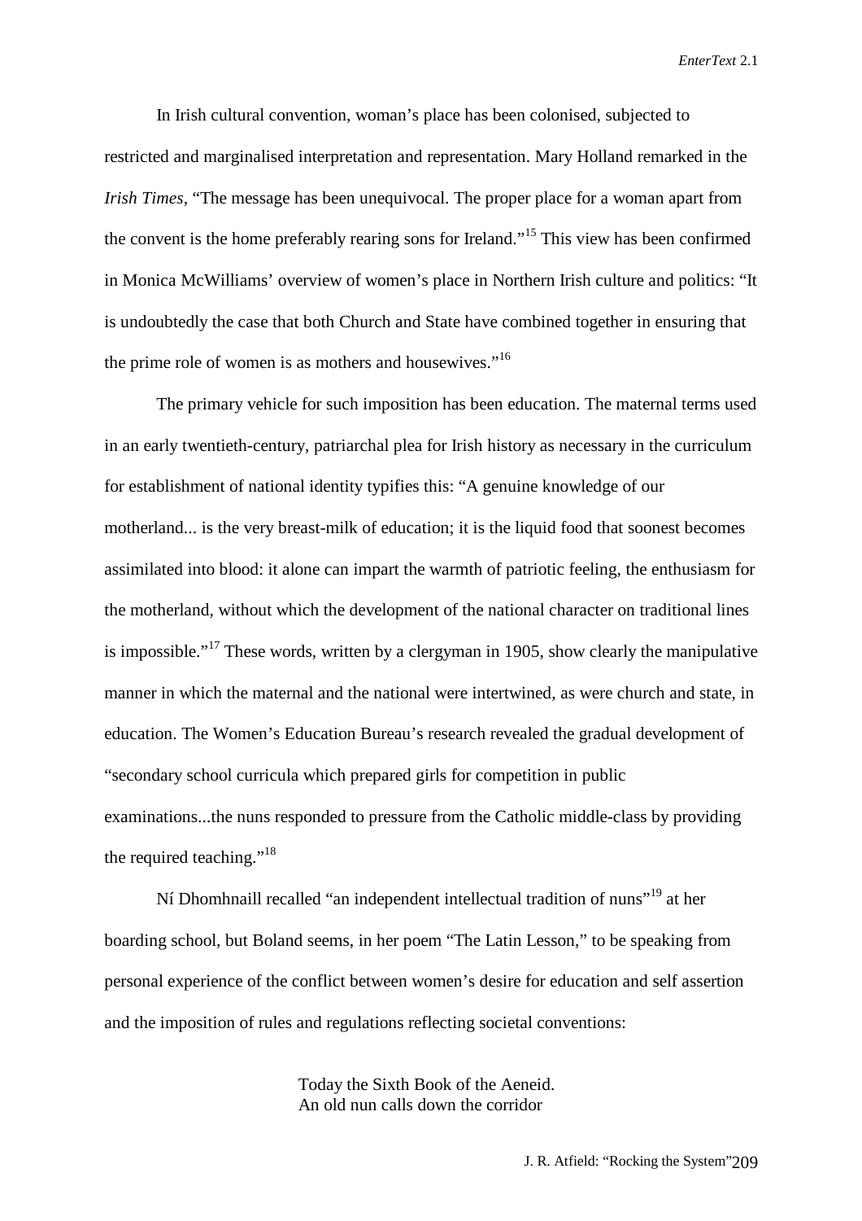In Irish cultural convention, woman's place has been colonised, subjected to restricted and marginalised interpretation and representation. Mary Holland remarked in the *Irish Times*, "The message has been unequivocal. The proper place for a woman apart from the convent is the home preferably rearing sons for Ireland."[15] This view has been confirmed in Monica McWilliams' overview of women's place in Northern Irish culture and politics: "It is undoubtedly the case that both Church and State have combined together in ensuring that the prime role of women is as mothers and housewives."[16]

The primary vehicle for such imposition has been education. The maternal terms used in an early twentieth-century, patriarchal plea for Irish history as necessary in the curriculum for establishment of national identity typifies this: "A genuine knowledge of our motherland... is the very breast-milk of education; it is the liquid food that soonest becomes assimilated into blood: it alone can impart the warmth of patriotic feeling, the enthusiasm for the motherland, without which the development of the national character on traditional lines is impossible."[17] These words, written by a clergyman in 1905, show clearly the manipulative manner in which the maternal and the national were intertwined, as were church and state, in education. The Women's Education Bureau's research revealed the gradual development of "secondary school curricula which prepared girls for competition in public examinations...the nuns responded to pressure from the Catholic middle-class by providing the required teaching."[18]

Ní Dhomhnaill recalled "an independent intellectual tradition of nuns"[19] at her boarding school, but Boland seems, in her poem "The Latin Lesson," to be speaking from personal experience of the conflict between women's desire for education and self assertion and the imposition of rules and regulations reflecting societal conventions:

> Today the Sixth Book of the Aeneid.
> An old nun calls down the corridor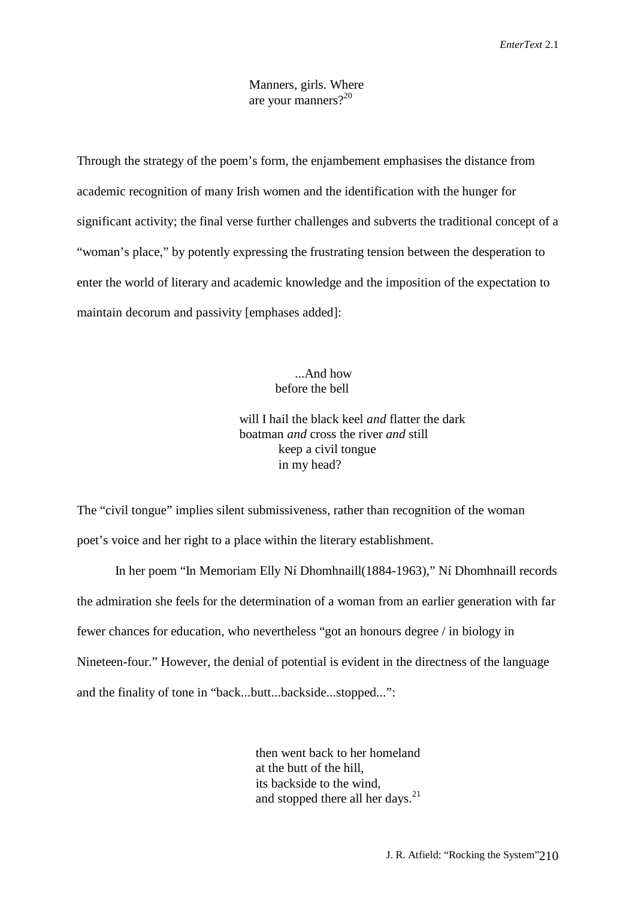Manners, girls. Where
are your manners?[20]

Through the strategy of the poem's form, the enjambement emphasises the distance from academic recognition of many Irish women and the identification with the hunger for significant activity; the final verse further challenges and subverts the traditional concept of a "woman's place," by potently expressing the frustrating tension between the desperation to enter the world of literary and academic knowledge and the imposition of the expectation to maintain decorum and passivity [emphases added]:

...And how
before the bell

will I hail the black keel *and* flatter the dark
boatman *and* cross the river *and* still
keep a civil tongue
in my head?

The "civil tongue" implies silent submissiveness, rather than recognition of the woman poet's voice and her right to a place within the literary establishment.

In her poem "In Memoriam Elly Ní Dhomhnaill(1884-1963)," Ní Dhomhnaill records the admiration she feels for the determination of a woman from an earlier generation with far fewer chances for education, who nevertheless "got an honours degree / in biology in Nineteen-four." However, the denial of potential is evident in the directness of the language and the finality of tone in "back...butt...backside...stopped...":

then went back to her homeland
at the butt of the hill,
its backside to the wind,
and stopped there all her days.[21]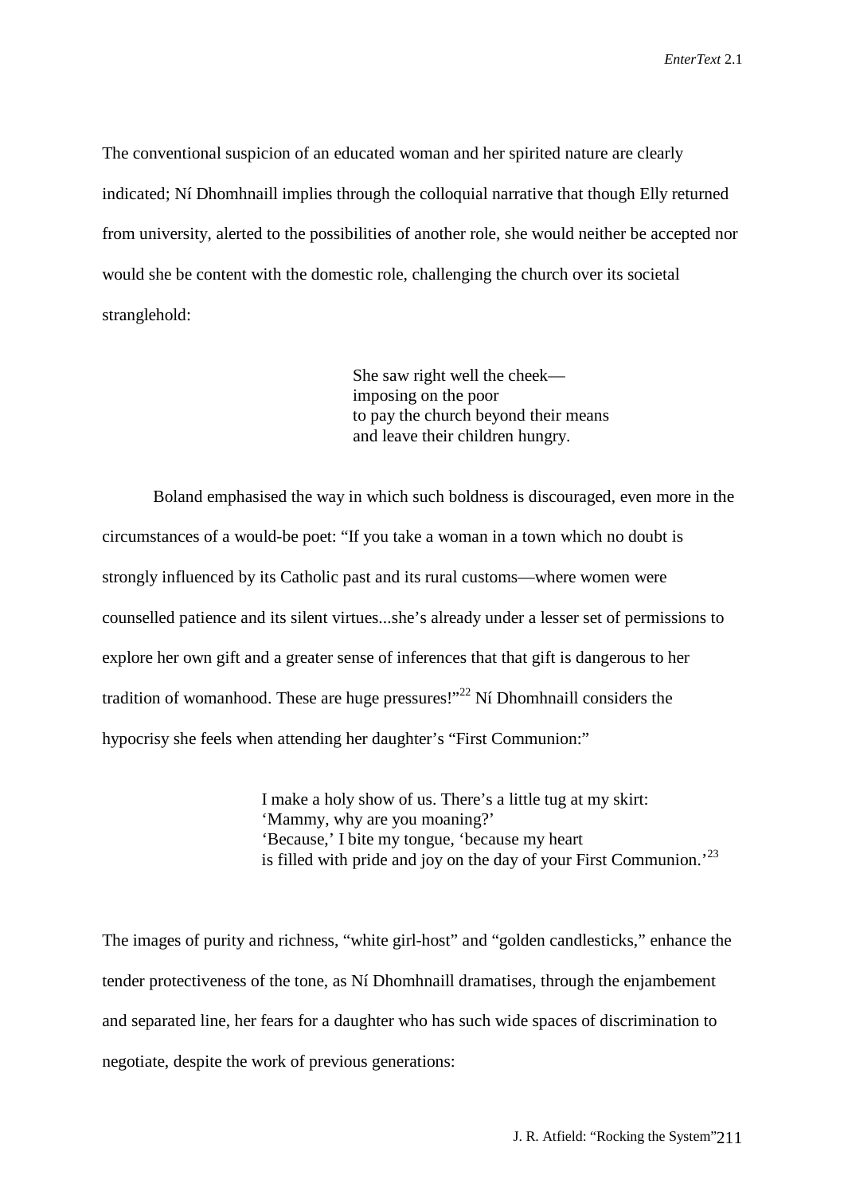The conventional suspicion of an educated woman and her spirited nature are clearly indicated; Ní Dhomhnaill implies through the colloquial narrative that though Elly returned from university, alerted to the possibilities of another role, she would neither be accepted nor would she be content with the domestic role, challenging the church over its societal stranglehold:

> She saw right well the cheek—
> imposing on the poor
> to pay the church beyond their means
> and leave their children hungry.

Boland emphasised the way in which such boldness is discouraged, even more in the circumstances of a would-be poet: "If you take a woman in a town which no doubt is strongly influenced by its Catholic past and its rural customs—where women were counselled patience and its silent virtues...she's already under a lesser set of permissions to explore her own gift and a greater sense of inferences that that gift is dangerous to her tradition of womanhood. These are huge pressures!"[22] Ní Dhomhnaill considers the hypocrisy she feels when attending her daughter's "First Communion:"

> I make a holy show of us. There's a little tug at my skirt:
> 'Mammy, why are you moaning?'
> 'Because,' I bite my tongue, 'because my heart
> is filled with pride and joy on the day of your First Communion.'[23]

The images of purity and richness, "white girl-host" and "golden candlesticks," enhance the tender protectiveness of the tone, as Ní Dhomhnaill dramatises, through the enjambement and separated line, her fears for a daughter who has such wide spaces of discrimination to negotiate, despite the work of previous generations: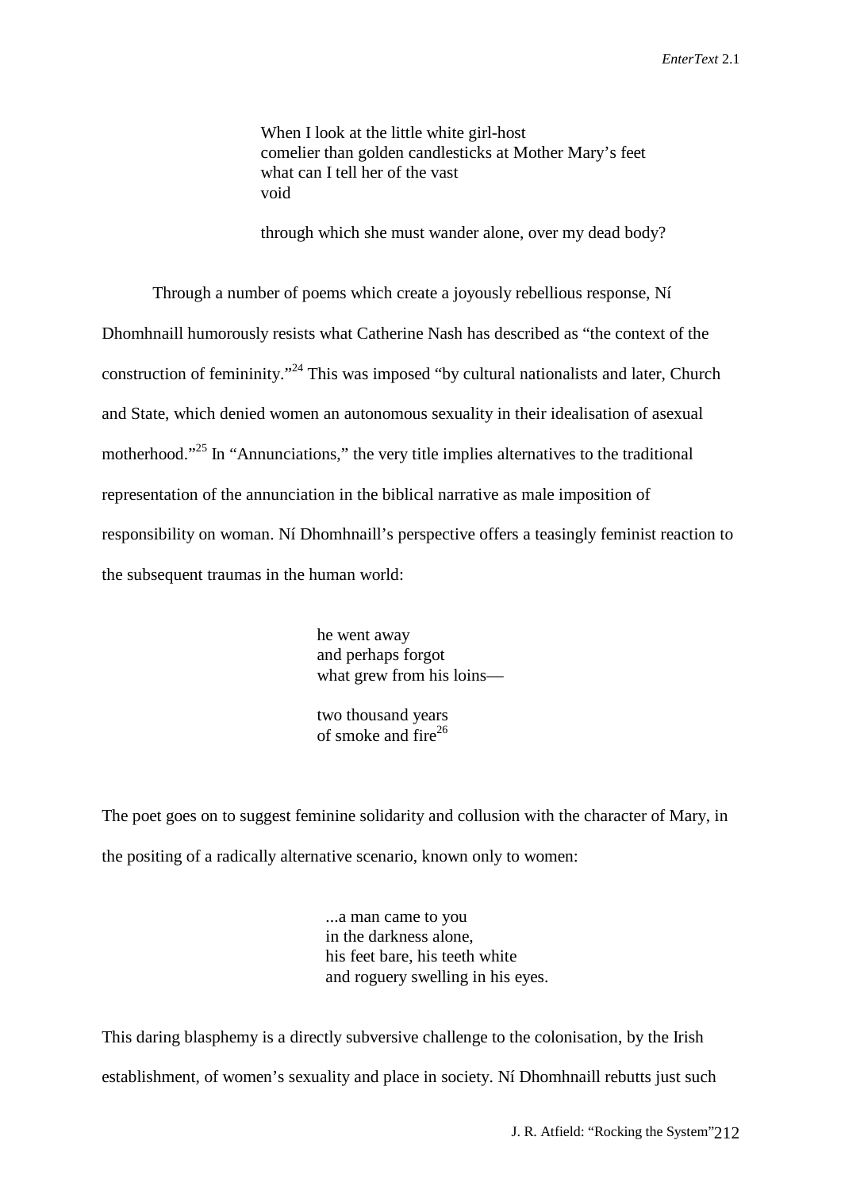When I look at the little white girl-host
comelier than golden candlesticks at Mother Mary's feet
what can I tell her of the vast
void

through which she must wander alone, over my dead body?

Through a number of poems which create a joyously rebellious response, Ní Dhomhnaill humorously resists what Catherine Nash has described as "the context of the construction of femininity."[24] This was imposed "by cultural nationalists and later, Church and State, which denied women an autonomous sexuality in their idealisation of asexual motherhood."[25] In "Annunciations," the very title implies alternatives to the traditional representation of the annunciation in the biblical narrative as male imposition of responsibility on woman. Ní Dhomhnaill's perspective offers a teasingly feminist reaction to the subsequent traumas in the human world:

he went away
and perhaps forgot
what grew from his loins—

two thousand years
of smoke and fire[26]

The poet goes on to suggest feminine solidarity and collusion with the character of Mary, in the positing of a radically alternative scenario, known only to women:

...a man came to you
in the darkness alone,
his feet bare, his teeth white
and roguery swelling in his eyes.

This daring blasphemy is a directly subversive challenge to the colonisation, by the Irish establishment, of women's sexuality and place in society. Ní Dhomhnaill rebutts just such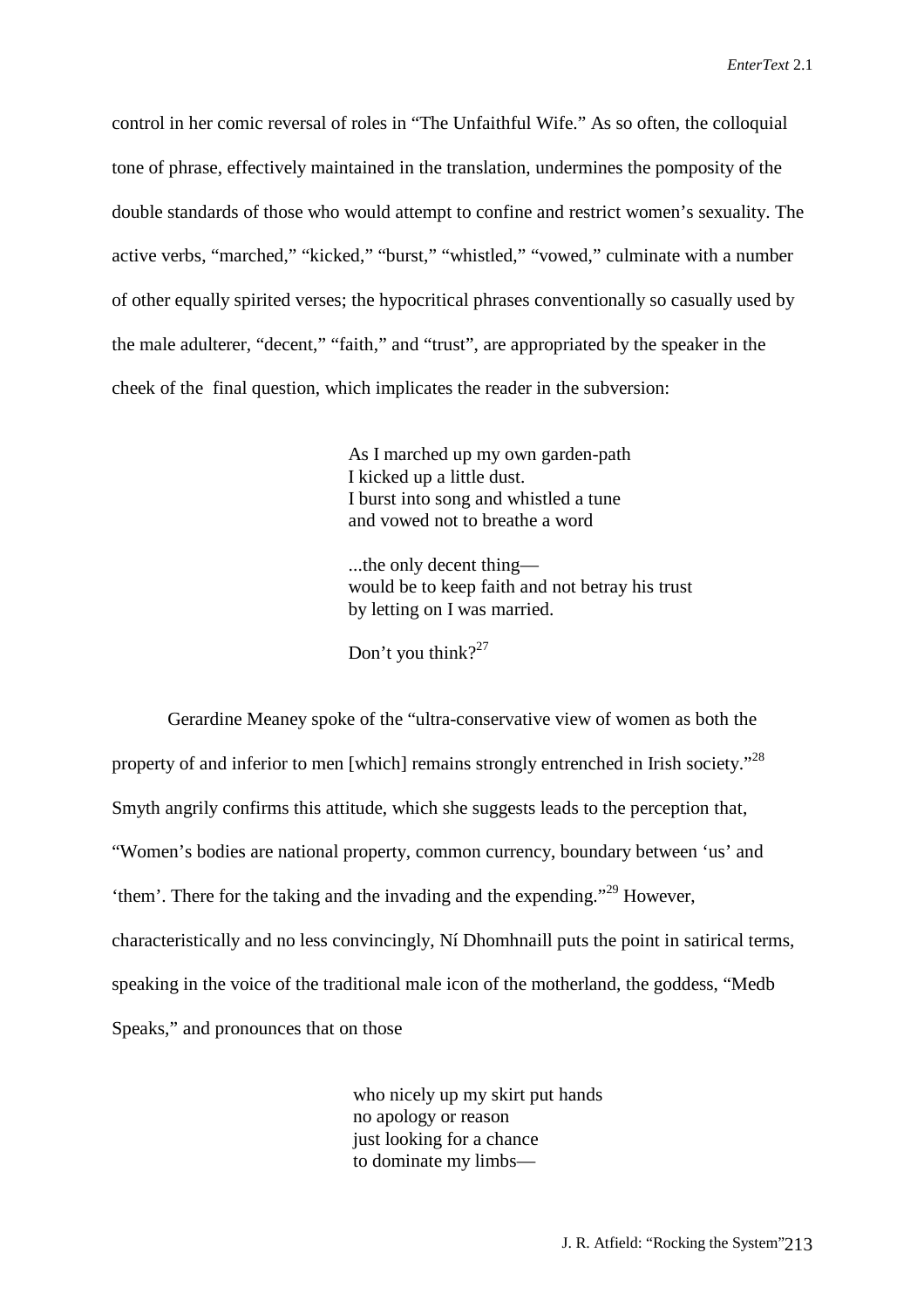control in her comic reversal of roles in “The Unfaithful Wife.” As so often, the colloquial tone of phrase, effectively maintained in the translation, undermines the pomposity of the double standards of those who would attempt to confine and restrict women’s sexuality. The active verbs, “marched,” “kicked,” “burst,” “whistled,” “vowed,” culminate with a number of other equally spirited verses; the hypocritical phrases conventionally so casually used by the male adulterer, “decent,” “faith,” and “trust”, are appropriated by the speaker in the cheek of the final question, which implicates the reader in the subversion:

> As I marched up my own garden-path
> I kicked up a little dust.
> I burst into song and whistled a tune
> and vowed not to breathe a word
>
> ...the only decent thing—
> would be to keep faith and not betray his trust
> by letting on I was married.
>
> Don’t you think?[27]

Gerardine Meaney spoke of the “ultra-conservative view of women as both the property of and inferior to men [which] remains strongly entrenched in Irish society.”[28] Smyth angrily confirms this attitude, which she suggests leads to the perception that, “Women’s bodies are national property, common currency, boundary between ‘us’ and ‘them’. There for the taking and the invading and the expending.”[29] However, characteristically and no less convincingly, Ní Dhomhnaill puts the point in satirical terms, speaking in the voice of the traditional male icon of the motherland, the goddess, “Medb Speaks,” and pronounces that on those

> who nicely up my skirt put hands
> no apology or reason
> just looking for a chance
> to dominate my limbs—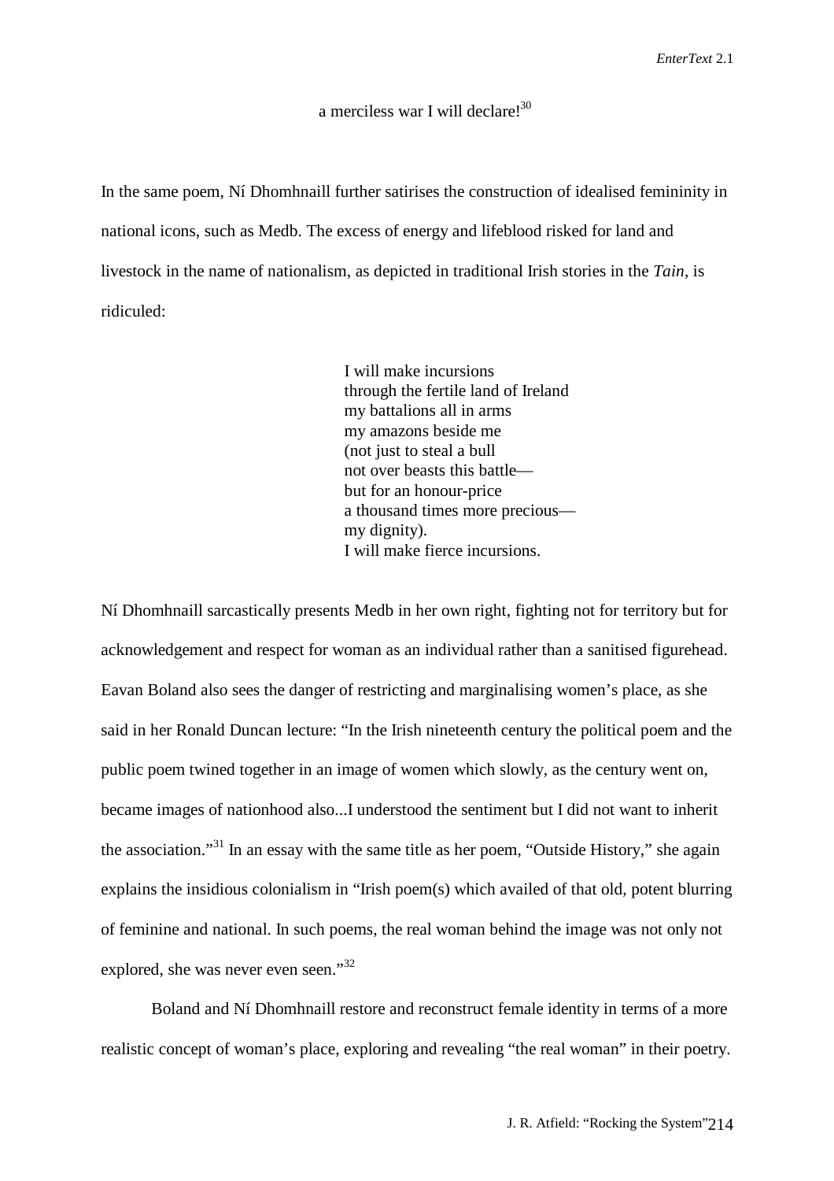a merciless war I will declare![30]

In the same poem, Ní Dhomhnaill further satirises the construction of idealised femininity in national icons, such as Medb. The excess of energy and lifeblood risked for land and livestock in the name of nationalism, as depicted in traditional Irish stories in the *Tain*, is ridiculed:

> I will make incursions
> through the fertile land of Ireland
> my battalions all in arms
> my amazons beside me
> (not just to steal a bull
> not over beasts this battle—
> but for an honour-price
> a thousand times more precious—
> my dignity).
> I will make fierce incursions.

Ní Dhomhnaill sarcastically presents Medb in her own right, fighting not for territory but for acknowledgement and respect for woman as an individual rather than a sanitised figurehead. Eavan Boland also sees the danger of restricting and marginalising women's place, as she said in her Ronald Duncan lecture: "In the Irish nineteenth century the political poem and the public poem twined together in an image of women which slowly, as the century went on, became images of nationhood also...I understood the sentiment but I did not want to inherit the association."[31] In an essay with the same title as her poem, "Outside History," she again explains the insidious colonialism in "Irish poem(s) which availed of that old, potent blurring of feminine and national. In such poems, the real woman behind the image was not only not explored, she was never even seen."[32]

Boland and Ní Dhomhnaill restore and reconstruct female identity in terms of a more realistic concept of woman's place, exploring and revealing "the real woman" in their poetry.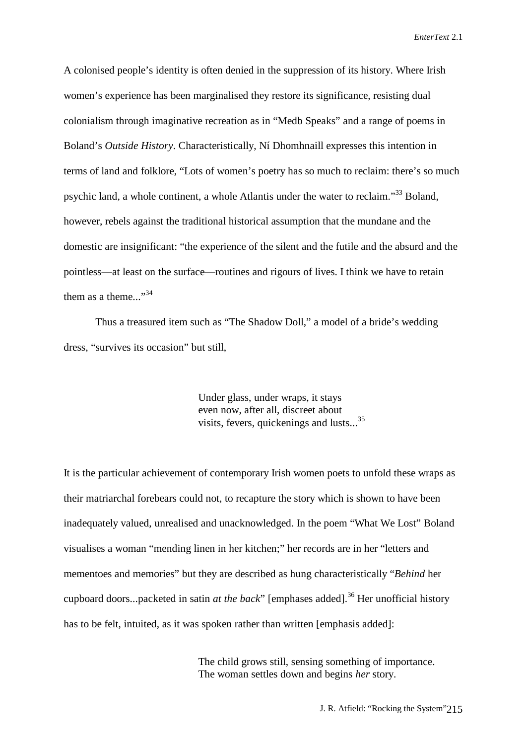A colonised people's identity is often denied in the suppression of its history. Where Irish women's experience has been marginalised they restore its significance, resisting dual colonialism through imaginative recreation as in "Medb Speaks" and a range of poems in Boland's *Outside History*. Characteristically, Ní Dhomhnaill expresses this intention in terms of land and folklore, "Lots of women's poetry has so much to reclaim: there's so much psychic land, a whole continent, a whole Atlantis under the water to reclaim."[33] Boland, however, rebels against the traditional historical assumption that the mundane and the domestic are insignificant: "the experience of the silent and the futile and the absurd and the pointless—at least on the surface—routines and rigours of lives. I think we have to retain them as a theme..."[34]

Thus a treasured item such as "The Shadow Doll," a model of a bride's wedding dress, "survives its occasion" but still,

> Under glass, under wraps, it stays
> even now, after all, discreet about
> visits, fevers, quickenings and lusts...[35]

It is the particular achievement of contemporary Irish women poets to unfold these wraps as their matriarchal forebears could not, to recapture the story which is shown to have been inadequately valued, unrealised and unacknowledged. In the poem "What We Lost" Boland visualises a woman "mending linen in her kitchen;" her records are in her "letters and mementoes and memories" but they are described as hung characteristically "*Behind* her cupboard doors...packeted in satin *at the back*" [emphases added].[36] Her unofficial history has to be felt, intuited, as it was spoken rather than written [emphasis added]:

> The child grows still, sensing something of importance.
> The woman settles down and begins *her* story.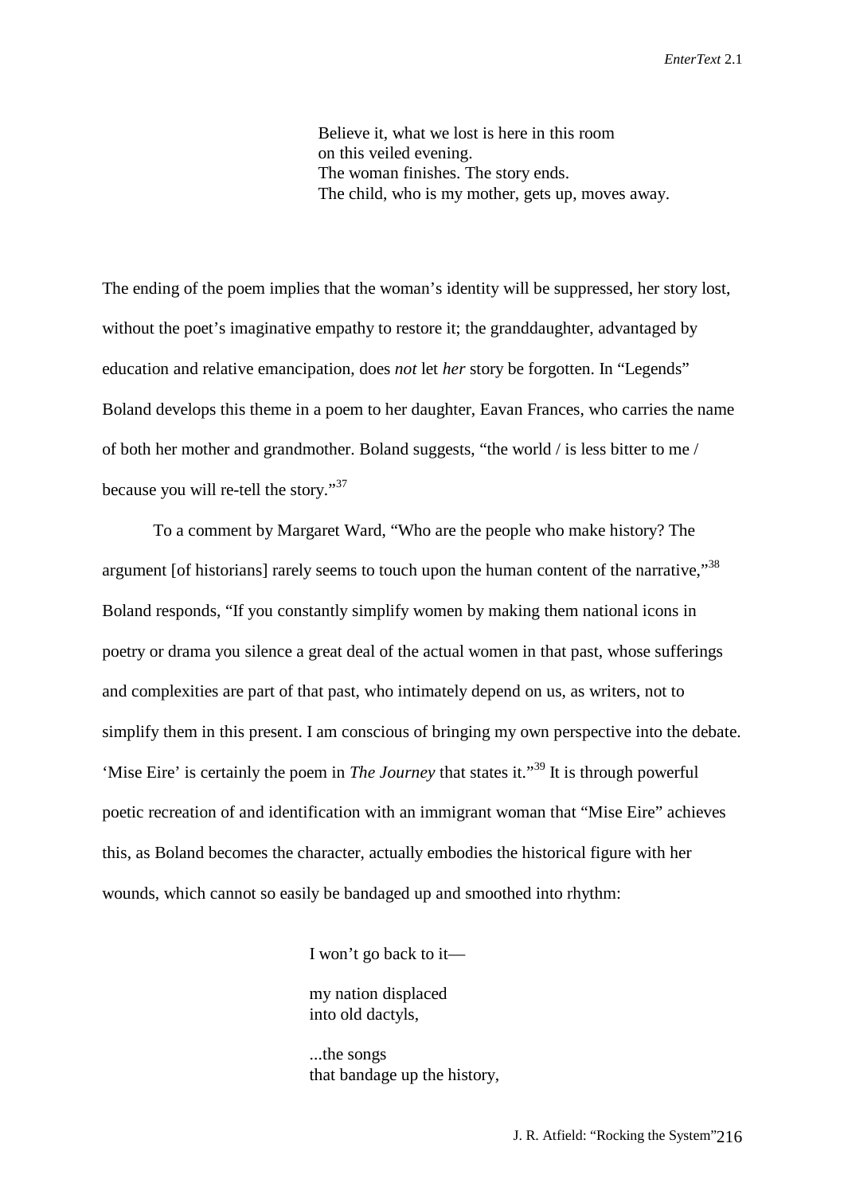> Believe it, what we lost is here in this room
> on this veiled evening.
> The woman finishes. The story ends.
> The child, who is my mother, gets up, moves away.

The ending of the poem implies that the woman's identity will be suppressed, her story lost, without the poet's imaginative empathy to restore it; the granddaughter, advantaged by education and relative emancipation, does *not* let *her* story be forgotten. In "Legends" Boland develops this theme in a poem to her daughter, Eavan Frances, who carries the name of both her mother and grandmother. Boland suggests, "the world / is less bitter to me / because you will re-tell the story."[37]

To a comment by Margaret Ward, "Who are the people who make history? The argument [of historians] rarely seems to touch upon the human content of the narrative,"[38] Boland responds, "If you constantly simplify women by making them national icons in poetry or drama you silence a great deal of the actual women in that past, whose sufferings and complexities are part of that past, who intimately depend on us, as writers, not to simplify them in this present. I am conscious of bringing my own perspective into the debate. 'Mise Eire' is certainly the poem in *The Journey* that states it."[39] It is through powerful poetic recreation of and identification with an immigrant woman that "Mise Eire" achieves this, as Boland becomes the character, actually embodies the historical figure with her wounds, which cannot so easily be bandaged up and smoothed into rhythm:

> I won't go back to it—
>
> my nation displaced
> into old dactyls,
>
> ...the songs
> that bandage up the history,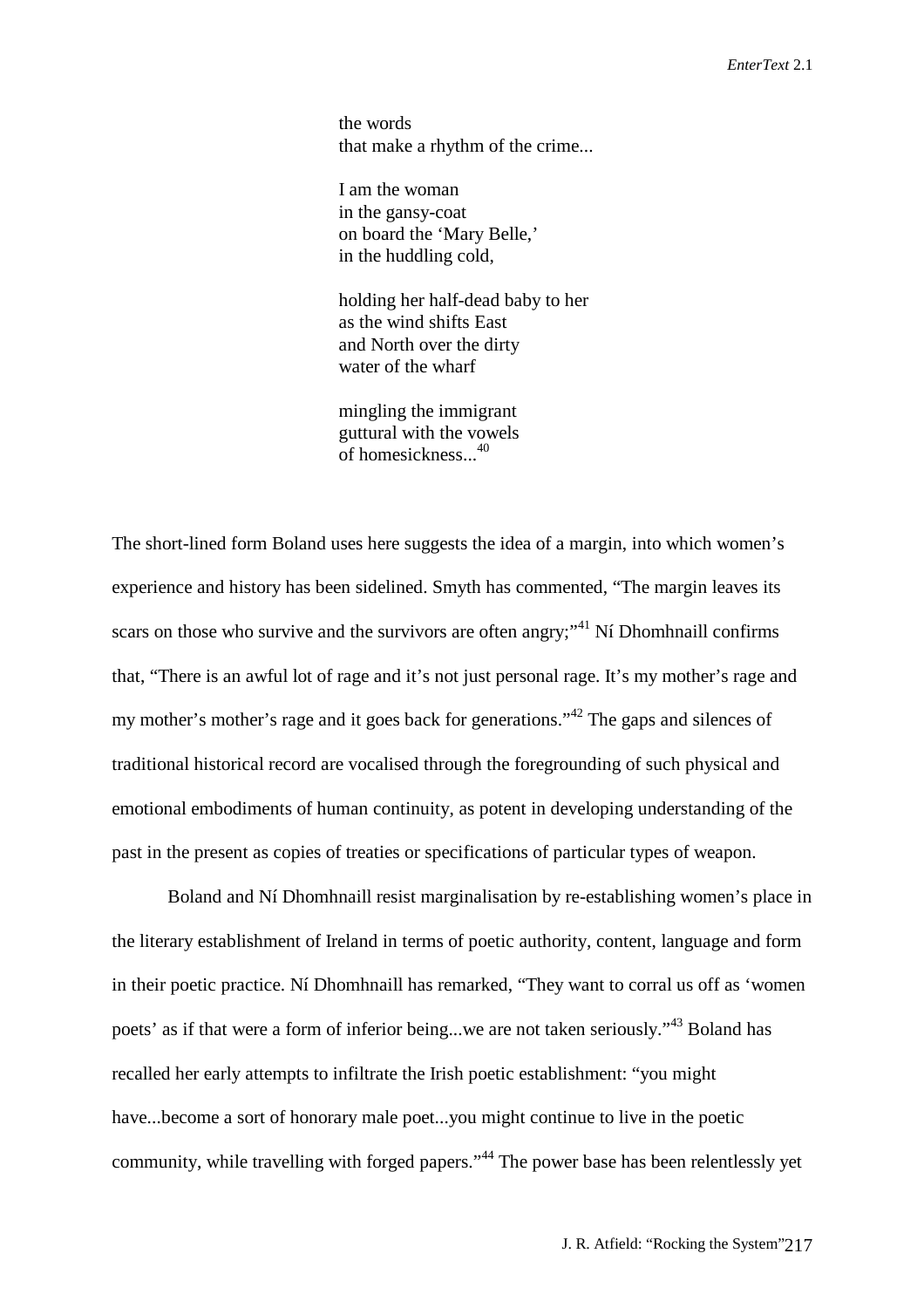> the words
> that make a rhythm of the crime...
>
> I am the woman
> in the gansy-coat
> on board the 'Mary Belle,'
> in the huddling cold,
>
> holding her half-dead baby to her
> as the wind shifts East
> and North over the dirty
> water of the wharf
>
> mingling the immigrant
> guttural with the vowels
> of homesickness...[40]

The short-lined form Boland uses here suggests the idea of a margin, into which women's experience and history has been sidelined. Smyth has commented, "The margin leaves its scars on those who survive and the survivors are often angry;"[41] Ní Dhomhnaill confirms that, "There is an awful lot of rage and it's not just personal rage. It's my mother's rage and my mother's mother's rage and it goes back for generations."[42] The gaps and silences of traditional historical record are vocalised through the foregrounding of such physical and emotional embodiments of human continuity, as potent in developing understanding of the past in the present as copies of treaties or specifications of particular types of weapon.

Boland and Ní Dhomhnaill resist marginalisation by re-establishing women's place in the literary establishment of Ireland in terms of poetic authority, content, language and form in their poetic practice. Ní Dhomhnaill has remarked, "They want to corral us off as 'women poets' as if that were a form of inferior being...we are not taken seriously."[43] Boland has recalled her early attempts to infiltrate the Irish poetic establishment: "you might have...become a sort of honorary male poet...you might continue to live in the poetic community, while travelling with forged papers."[44] The power base has been relentlessly yet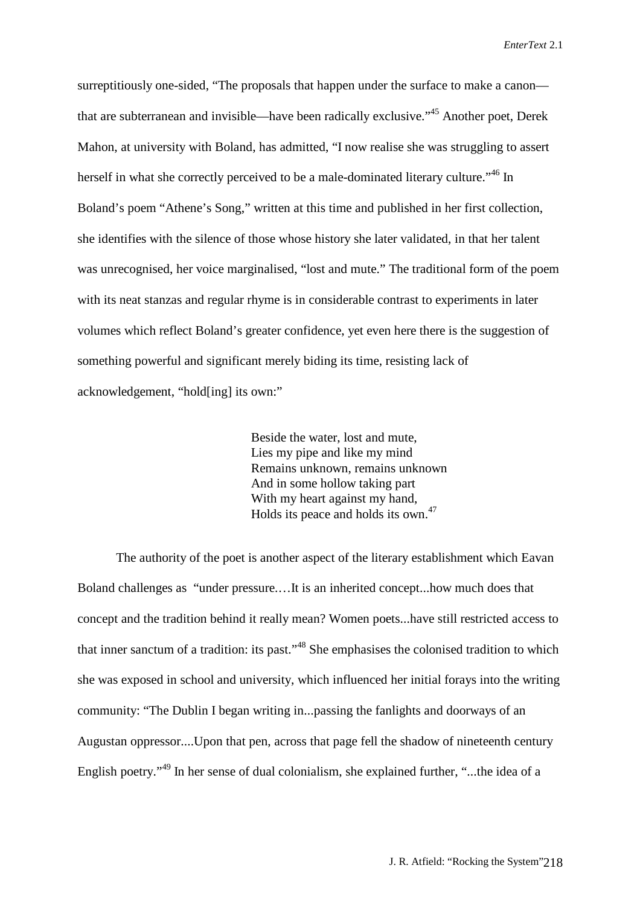surreptitiously one-sided, "The proposals that happen under the surface to make a canon—that are subterranean and invisible—have been radically exclusive."[45] Another poet, Derek Mahon, at university with Boland, has admitted, "I now realise she was struggling to assert herself in what she correctly perceived to be a male-dominated literary culture."[46] In Boland's poem "Athene's Song," written at this time and published in her first collection, she identifies with the silence of those whose history she later validated, in that her talent was unrecognised, her voice marginalised, "lost and mute." The traditional form of the poem with its neat stanzas and regular rhyme is in considerable contrast to experiments in later volumes which reflect Boland's greater confidence, yet even here there is the suggestion of something powerful and significant merely biding its time, resisting lack of acknowledgement, "hold[ing] its own:"

> Beside the water, lost and mute,
> Lies my pipe and like my mind
> Remains unknown, remains unknown
> And in some hollow taking part
> With my heart against my hand,
> Holds its peace and holds its own.[47]

The authority of the poet is another aspect of the literary establishment which Eavan Boland challenges as "under pressure.…It is an inherited concept...how much does that concept and the tradition behind it really mean? Women poets...have still restricted access to that inner sanctum of a tradition: its past."[48] She emphasises the colonised tradition to which she was exposed in school and university, which influenced her initial forays into the writing community: "The Dublin I began writing in...passing the fanlights and doorways of an Augustan oppressor....Upon that pen, across that page fell the shadow of nineteenth century English poetry."[49] In her sense of dual colonialism, she explained further, "...the idea of a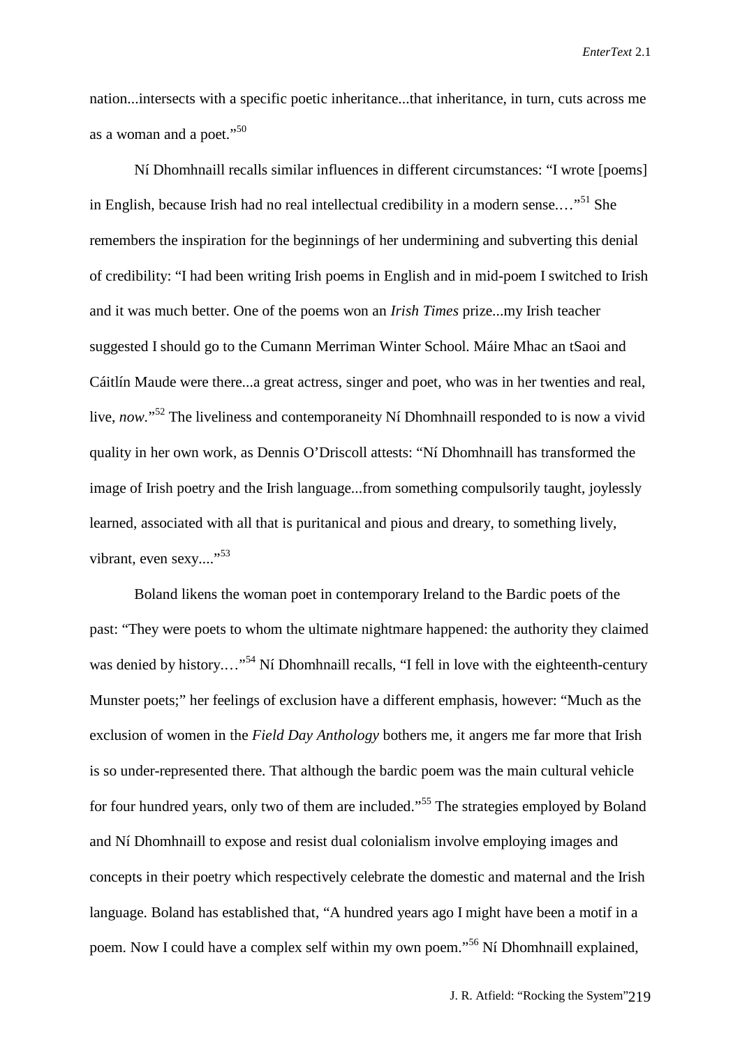nation...intersects with a specific poetic inheritance...that inheritance, in turn, cuts across me as a woman and a poet."[50]

Ní Dhomhnaill recalls similar influences in different circumstances: "I wrote [poems] in English, because Irish had no real intellectual credibility in a modern sense.…"[51] She remembers the inspiration for the beginnings of her undermining and subverting this denial of credibility: "I had been writing Irish poems in English and in mid-poem I switched to Irish and it was much better. One of the poems won an *Irish Times* prize...my Irish teacher suggested I should go to the Cumann Merriman Winter School. Máire Mhac an tSaoi and Cáitlín Maude were there...a great actress, singer and poet, who was in her twenties and real, live, *now*."[52] The liveliness and contemporaneity Ní Dhomhnaill responded to is now a vivid quality in her own work, as Dennis O'Driscoll attests: "Ní Dhomhnaill has transformed the image of Irish poetry and the Irish language...from something compulsorily taught, joylessly learned, associated with all that is puritanical and pious and dreary, to something lively, vibrant, even sexy...."[53]

Boland likens the woman poet in contemporary Ireland to the Bardic poets of the past: "They were poets to whom the ultimate nightmare happened: the authority they claimed was denied by history.…"[54] Ní Dhomhnaill recalls, "I fell in love with the eighteenth-century Munster poets;" her feelings of exclusion have a different emphasis, however: "Much as the exclusion of women in the *Field Day Anthology* bothers me, it angers me far more that Irish is so under-represented there. That although the bardic poem was the main cultural vehicle for four hundred years, only two of them are included."[55] The strategies employed by Boland and Ní Dhomhnaill to expose and resist dual colonialism involve employing images and concepts in their poetry which respectively celebrate the domestic and maternal and the Irish language. Boland has established that, "A hundred years ago I might have been a motif in a poem. Now I could have a complex self within my own poem."[56] Ní Dhomhnaill explained,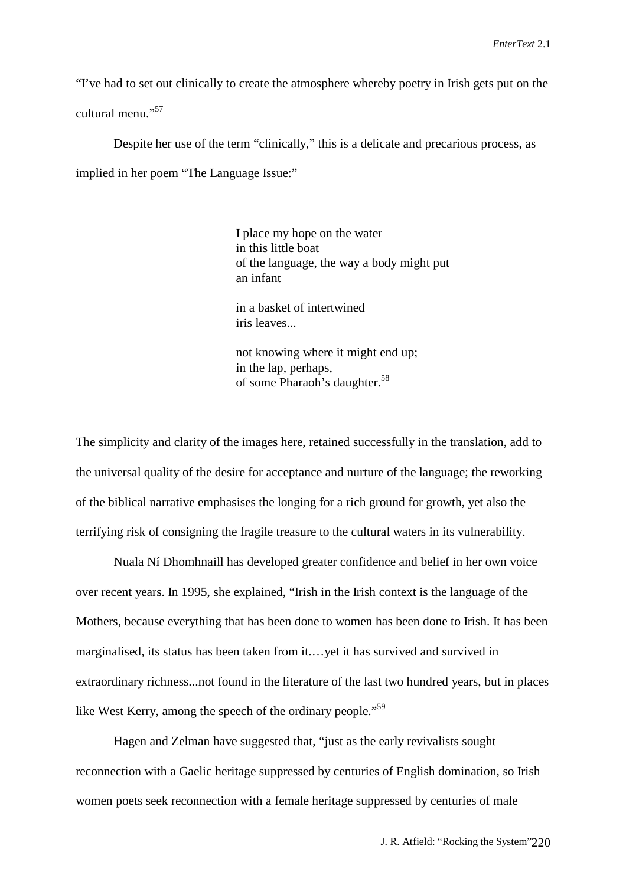"I've had to set out clinically to create the atmosphere whereby poetry in Irish gets put on the cultural menu."[57]

Despite her use of the term "clinically," this is a delicate and precarious process, as implied in her poem "The Language Issue:"

> I place my hope on the water
> in this little boat
> of the language, the way a body might put
> an infant
>
> in a basket of intertwined
> iris leaves...
>
> not knowing where it might end up;
> in the lap, perhaps,
> of some Pharaoh's daughter.[58]

The simplicity and clarity of the images here, retained successfully in the translation, add to the universal quality of the desire for acceptance and nurture of the language; the reworking of the biblical narrative emphasises the longing for a rich ground for growth, yet also the terrifying risk of consigning the fragile treasure to the cultural waters in its vulnerability.

Nuala Ní Dhomhnaill has developed greater confidence and belief in her own voice over recent years. In 1995, she explained, "Irish in the Irish context is the language of the Mothers, because everything that has been done to women has been done to Irish. It has been marginalised, its status has been taken from it.…yet it has survived and survived in extraordinary richness...not found in the literature of the last two hundred years, but in places like West Kerry, among the speech of the ordinary people."[59]

Hagen and Zelman have suggested that, "just as the early revivalists sought reconnection with a Gaelic heritage suppressed by centuries of English domination, so Irish women poets seek reconnection with a female heritage suppressed by centuries of male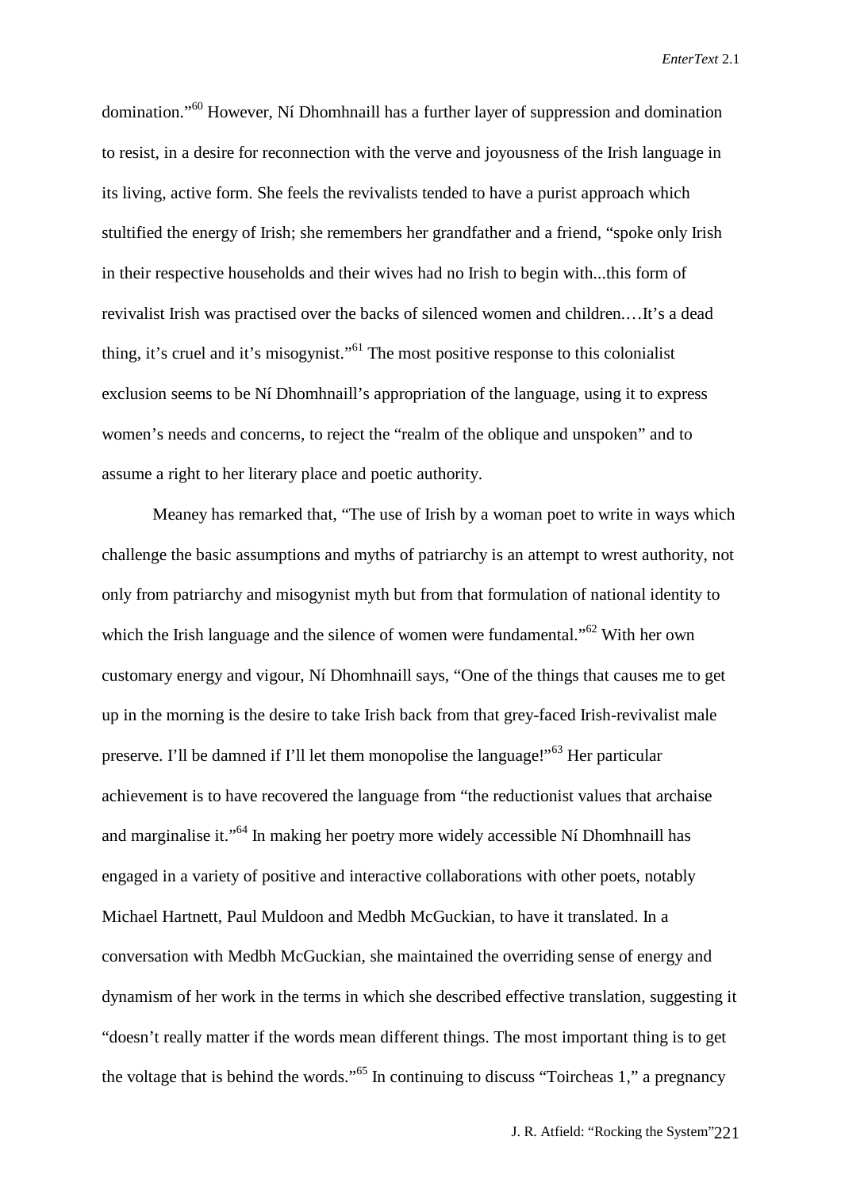domination."[60] However, Ní Dhomhnaill has a further layer of suppression and domination to resist, in a desire for reconnection with the verve and joyousness of the Irish language in its living, active form. She feels the revivalists tended to have a purist approach which stultified the energy of Irish; she remembers her grandfather and a friend, "spoke only Irish in their respective households and their wives had no Irish to begin with...this form of revivalist Irish was practised over the backs of silenced women and children.…It's a dead thing, it's cruel and it's misogynist."[61] The most positive response to this colonialist exclusion seems to be Ní Dhomhnaill's appropriation of the language, using it to express women's needs and concerns, to reject the "realm of the oblique and unspoken" and to assume a right to her literary place and poetic authority.

Meaney has remarked that, "The use of Irish by a woman poet to write in ways which challenge the basic assumptions and myths of patriarchy is an attempt to wrest authority, not only from patriarchy and misogynist myth but from that formulation of national identity to which the Irish language and the silence of women were fundamental."[62] With her own customary energy and vigour, Ní Dhomhnaill says, "One of the things that causes me to get up in the morning is the desire to take Irish back from that grey-faced Irish-revivalist male preserve. I'll be damned if I'll let them monopolise the language!"[63] Her particular achievement is to have recovered the language from "the reductionist values that archaise and marginalise it."[64] In making her poetry more widely accessible Ní Dhomhnaill has engaged in a variety of positive and interactive collaborations with other poets, notably Michael Hartnett, Paul Muldoon and Medbh McGuckian, to have it translated. In a conversation with Medbh McGuckian, she maintained the overriding sense of energy and dynamism of her work in the terms in which she described effective translation, suggesting it "doesn't really matter if the words mean different things. The most important thing is to get the voltage that is behind the words."[65] In continuing to discuss "Toircheas 1," a pregnancy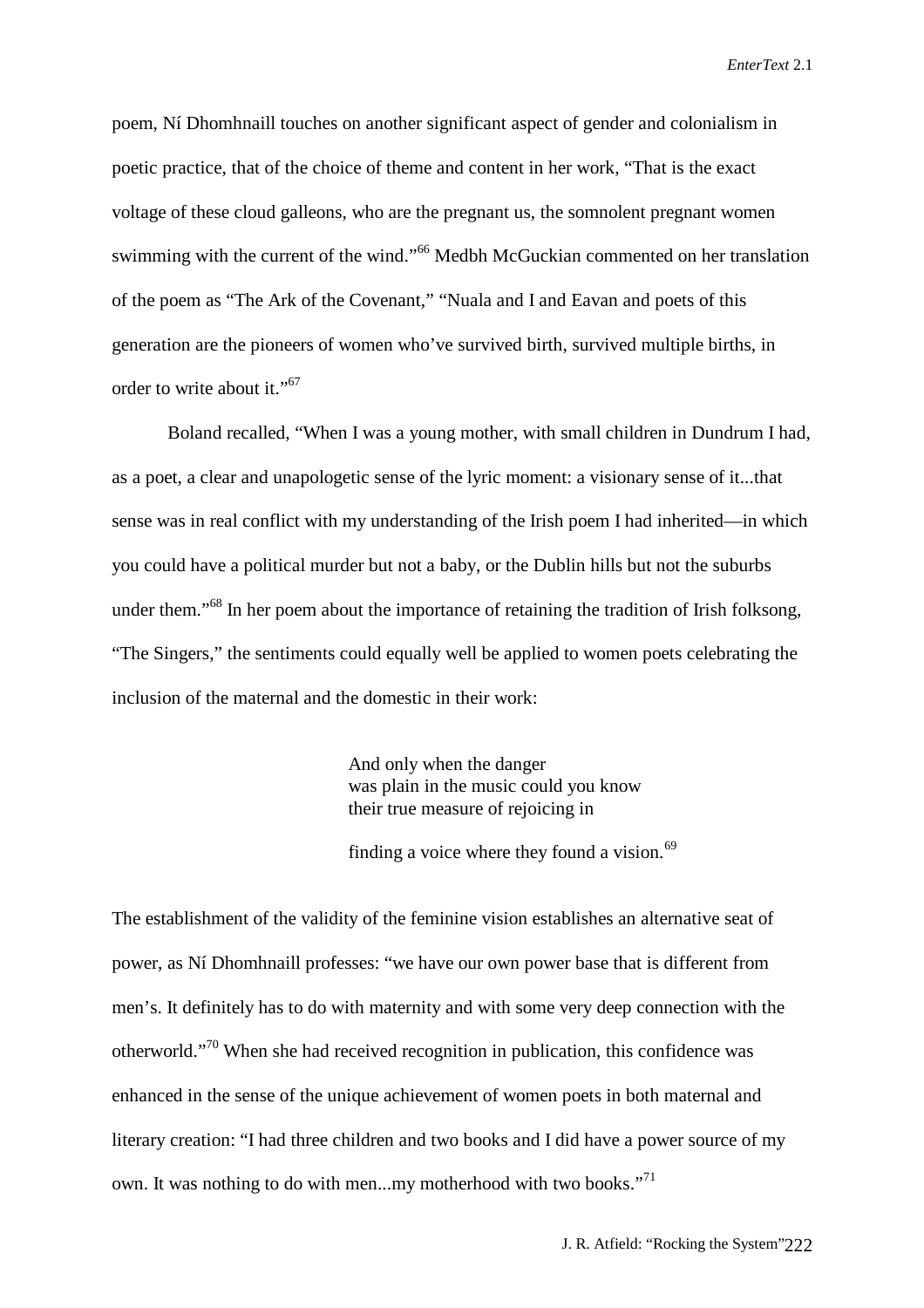poem, Ní Dhomhnaill touches on another significant aspect of gender and colonialism in poetic practice, that of the choice of theme and content in her work, "That is the exact voltage of these cloud galleons, who are the pregnant us, the somnolent pregnant women swimming with the current of the wind."[66] Medbh McGuckian commented on her translation of the poem as "The Ark of the Covenant," "Nuala and I and Eavan and poets of this generation are the pioneers of women who've survived birth, survived multiple births, in order to write about it."[67]

Boland recalled, "When I was a young mother, with small children in Dundrum I had, as a poet, a clear and unapologetic sense of the lyric moment: a visionary sense of it...that sense was in real conflict with my understanding of the Irish poem I had inherited—in which you could have a political murder but not a baby, or the Dublin hills but not the suburbs under them."[68] In her poem about the importance of retaining the tradition of Irish folksong, "The Singers," the sentiments could equally well be applied to women poets celebrating the inclusion of the maternal and the domestic in their work:

> And only when the danger
> was plain in the music could you know
> their true measure of rejoicing in
>
> finding a voice where they found a vision.[69]

The establishment of the validity of the feminine vision establishes an alternative seat of power, as Ní Dhomhnaill professes: "we have our own power base that is different from men's. It definitely has to do with maternity and with some very deep connection with the otherworld."[70] When she had received recognition in publication, this confidence was enhanced in the sense of the unique achievement of women poets in both maternal and literary creation: "I had three children and two books and I did have a power source of my own. It was nothing to do with men...my motherhood with two books."[71]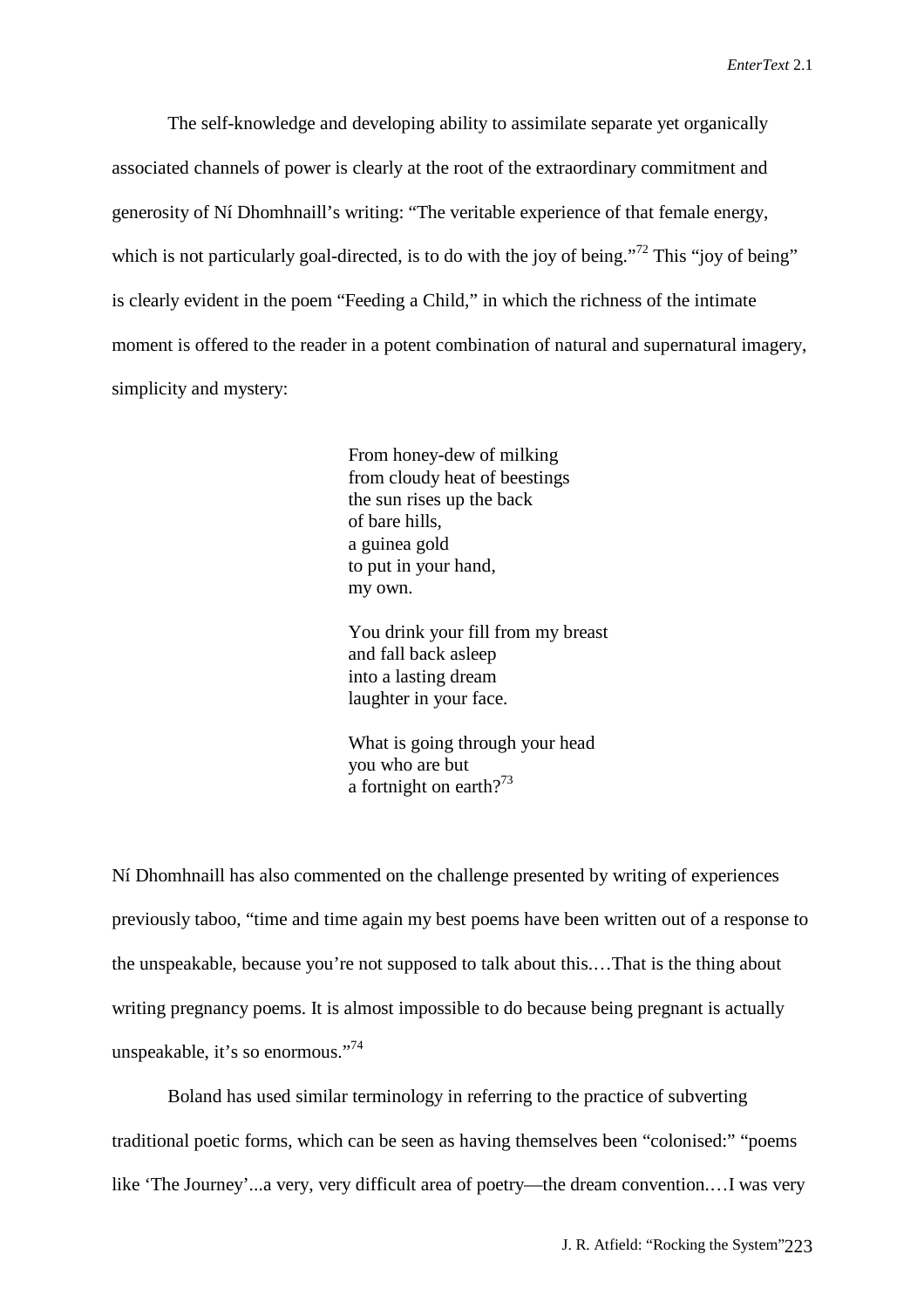The self-knowledge and developing ability to assimilate separate yet organically associated channels of power is clearly at the root of the extraordinary commitment and generosity of Ní Dhomhnaill's writing: "The veritable experience of that female energy, which is not particularly goal-directed, is to do with the joy of being."[72] This "joy of being" is clearly evident in the poem "Feeding a Child," in which the richness of the intimate moment is offered to the reader in a potent combination of natural and supernatural imagery, simplicity and mystery:

> From honey-dew of milking  
> from cloudy heat of beestings  
> the sun rises up the back  
> of bare hills,  
> a guinea gold  
> to put in your hand,  
> my own.
>
> You drink your fill from my breast  
> and fall back asleep  
> into a lasting dream  
> laughter in your face.
>
> What is going through your head  
> you who are but  
> a fortnight on earth?[73]

Ní Dhomhnaill has also commented on the challenge presented by writing of experiences previously taboo, "time and time again my best poems have been written out of a response to the unspeakable, because you're not supposed to talk about this.…That is the thing about writing pregnancy poems. It is almost impossible to do because being pregnant is actually unspeakable, it's so enormous."[74]

Boland has used similar terminology in referring to the practice of subverting traditional poetic forms, which can be seen as having themselves been "colonised:" "poems like 'The Journey'...a very, very difficult area of poetry—the dream convention.…I was very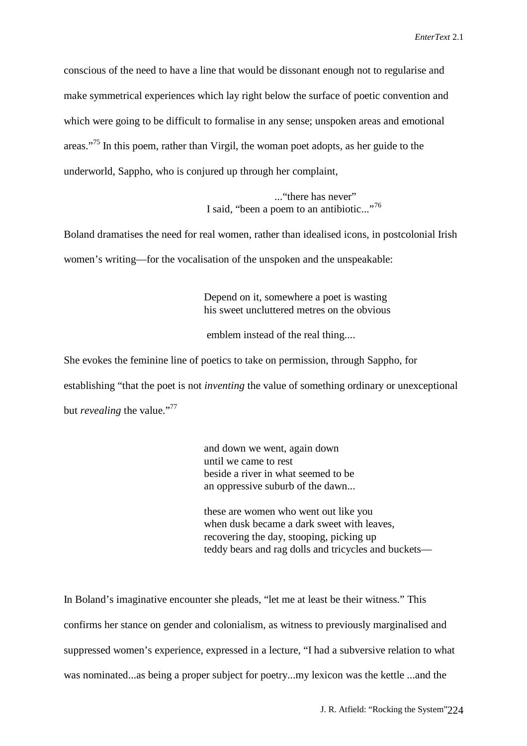conscious of the need to have a line that would be dissonant enough not to regularise and make symmetrical experiences which lay right below the surface of poetic convention and which were going to be difficult to formalise in any sense; unspoken areas and emotional areas."[75] In this poem, rather than Virgil, the woman poet adopts, as her guide to the underworld, Sappho, who is conjured up through her complaint,

> ..."there has never"
> I said, "been a poem to an antibiotic..."[76]

Boland dramatises the need for real women, rather than idealised icons, in postcolonial Irish women's writing—for the vocalisation of the unspoken and the unspeakable:

> Depend on it, somewhere a poet is wasting
> his sweet uncluttered metres on the obvious
>
> emblem instead of the real thing....

She evokes the feminine line of poetics to take on permission, through Sappho, for establishing "that the poet is not *inventing* the value of something ordinary or unexceptional but *revealing* the value."[77]

> and down we went, again down
> until we came to rest
> beside a river in what seemed to be
> an oppressive suburb of the dawn...
>
> these are women who went out like you
> when dusk became a dark sweet with leaves,
> recovering the day, stooping, picking up
> teddy bears and rag dolls and tricycles and buckets—

In Boland's imaginative encounter she pleads, "let me at least be their witness." This confirms her stance on gender and colonialism, as witness to previously marginalised and suppressed women's experience, expressed in a lecture, "I had a subversive relation to what was nominated...as being a proper subject for poetry...my lexicon was the kettle ...and the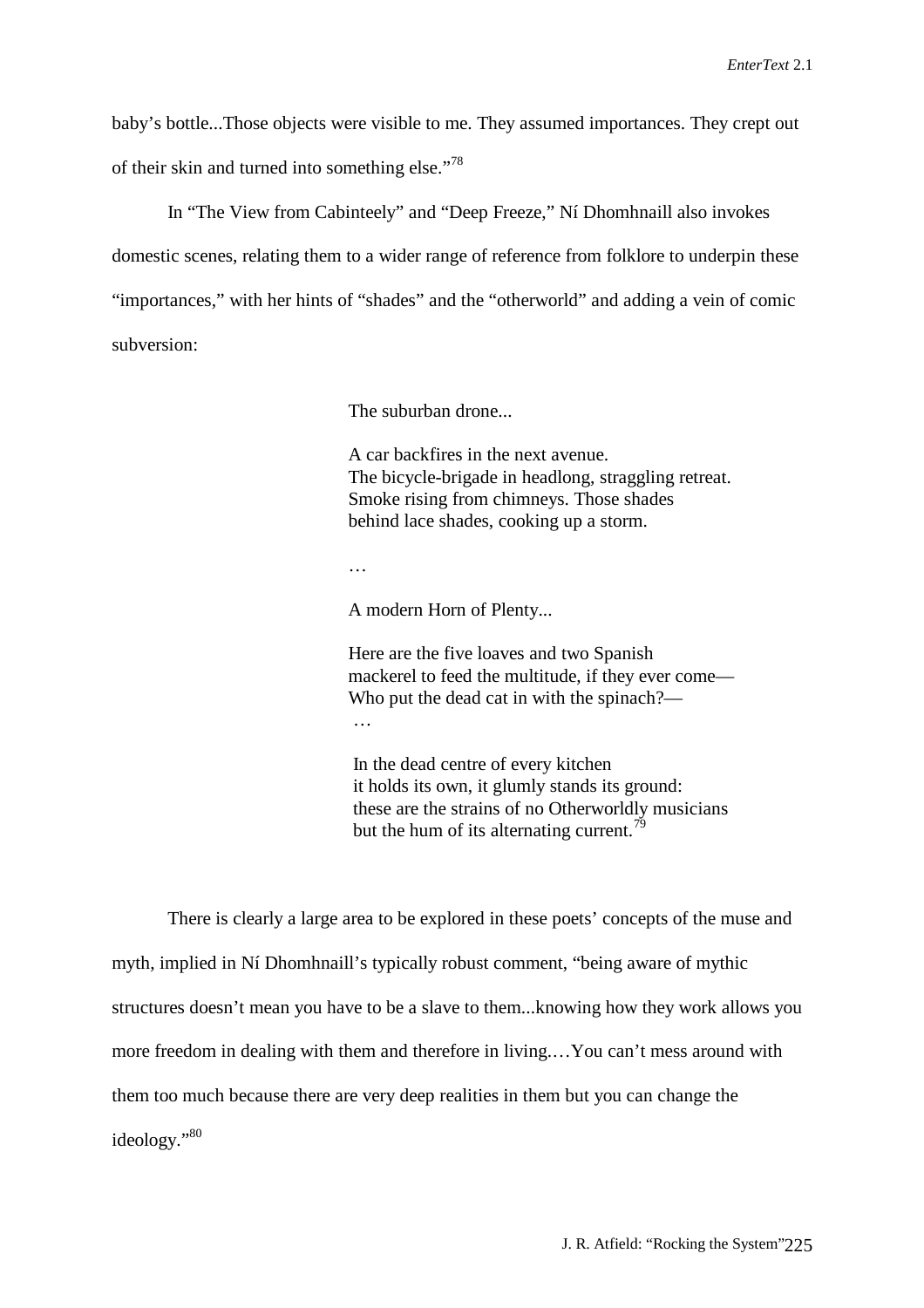baby's bottle...Those objects were visible to me. They assumed importances. They crept out of their skin and turned into something else."[78]

In "The View from Cabinteely" and "Deep Freeze," Ní Dhomhnaill also invokes domestic scenes, relating them to a wider range of reference from folklore to underpin these "importances," with her hints of "shades" and the "otherworld" and adding a vein of comic subversion:

> The suburban drone...
>
> A car backfires in the next avenue.
> The bicycle-brigade in headlong, straggling retreat.
> Smoke rising from chimneys. Those shades
> behind lace shades, cooking up a storm.
>
> …
>
> A modern Horn of Plenty...
>
> Here are the five loaves and two Spanish
> mackerel to feed the multitude, if they ever come—
> Who put the dead cat in with the spinach?—
> …
>
> In the dead centre of every kitchen
> it holds its own, it glumly stands its ground:
> these are the strains of no Otherworldly musicians
> but the hum of its alternating current.[79]

There is clearly a large area to be explored in these poets' concepts of the muse and myth, implied in Ní Dhomhnaill's typically robust comment, "being aware of mythic structures doesn't mean you have to be a slave to them...knowing how they work allows you more freedom in dealing with them and therefore in living.…You can't mess around with them too much because there are very deep realities in them but you can change the ideology."[80]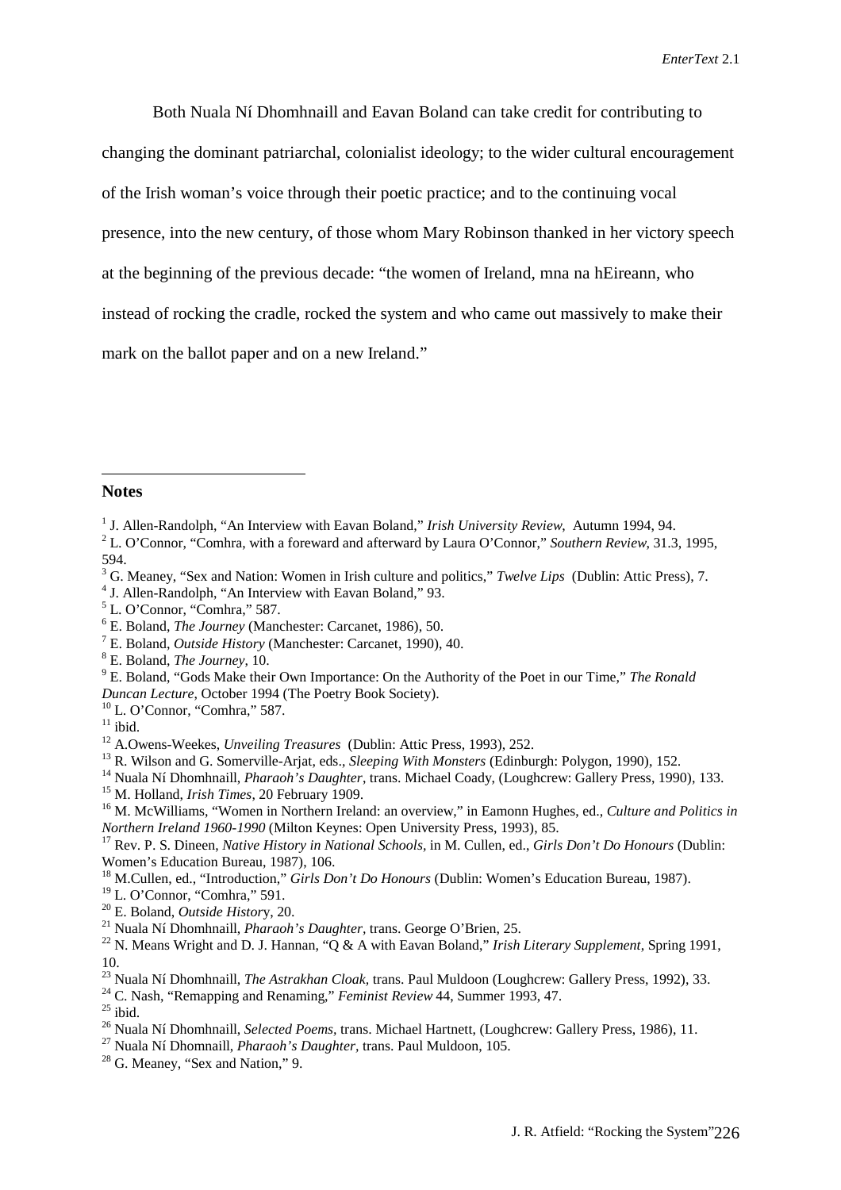Both Nuala Ní Dhomhnaill and Eavan Boland can take credit for contributing to changing the dominant patriarchal, colonialist ideology; to the wider cultural encouragement of the Irish woman's voice through their poetic practice; and to the continuing vocal presence, into the new century, of those whom Mary Robinson thanked in her victory speech at the beginning of the previous decade: "the women of Ireland, mna na hEireann, who instead of rocking the cradle, rocked the system and who came out massively to make their mark on the ballot paper and on a new Ireland."

**Notes**

[1] J. Allen-Randolph, "An Interview with Eavan Boland," *Irish University Review*, Autumn 1994, 94.
[2] L. O'Connor, "Comhra, with a foreward and afterward by Laura O'Connor," *Southern Review*, 31.3, 1995, 594.
[3] G. Meaney, "Sex and Nation: Women in Irish culture and politics," *Twelve Lips* (Dublin: Attic Press), 7.
[4] J. Allen-Randolph, "An Interview with Eavan Boland," 93.
[5] L. O'Connor, "Comhra," 587.
[6] E. Boland, *The Journey* (Manchester: Carcanet, 1986), 50.
[7] E. Boland, *Outside History* (Manchester: Carcanet, 1990), 40.
[8] E. Boland, *The Journey*, 10.
[9] E. Boland, "Gods Make their Own Importance: On the Authority of the Poet in our Time," *The Ronald Duncan Lecture*, October 1994 (The Poetry Book Society).
[10] L. O'Connor, "Comhra," 587.
[11] ibid.
[12] A.Owens-Weekes, *Unveiling Treasures* (Dublin: Attic Press, 1993), 252.
[13] R. Wilson and G. Somerville-Arjat, eds., *Sleeping With Monsters* (Edinburgh: Polygon, 1990), 152.
[14] Nuala Ní Dhomhnaill, *Pharaoh's Daughter*, trans. Michael Coady, (Loughcrew: Gallery Press, 1990), 133.
[15] M. Holland, *Irish Times*, 20 February 1909.
[16] M. McWilliams, "Women in Northern Ireland: an overview," in Eamonn Hughes, ed., *Culture and Politics in Northern Ireland 1960-1990* (Milton Keynes: Open University Press, 1993), 85.
[17] Rev. P. S. Dineen, *Native History in National Schools*, in M. Cullen, ed., *Girls Don't Do Honours* (Dublin: Women's Education Bureau, 1987), 106.
[18] M.Cullen, ed., "Introduction," *Girls Don't Do Honours* (Dublin: Women's Education Bureau, 1987).
[19] L. O'Connor, "Comhra," 591.
[20] E. Boland, *Outside History*, 20.
[21] Nuala Ní Dhomhnaill, *Pharaoh's Daughter*, trans. George O'Brien, 25.
[22] N. Means Wright and D. J. Hannan, "Q & A with Eavan Boland," *Irish Literary Supplement*, Spring 1991, 10.
[23] Nuala Ní Dhomhnaill, *The Astrakhan Cloak*, trans. Paul Muldoon (Loughcrew: Gallery Press, 1992), 33.
[24] C. Nash, "Remapping and Renaming," *Feminist Review* 44, Summer 1993, 47.
[25] ibid.
[26] Nuala Ní Dhomhnaill, *Selected Poems*, trans. Michael Hartnett, (Loughcrew: Gallery Press, 1986), 11.
[27] Nuala Ní Dhomnaill, *Pharaoh's Daughter*, trans. Paul Muldoon, 105.
[28] G. Meaney, "Sex and Nation," 9.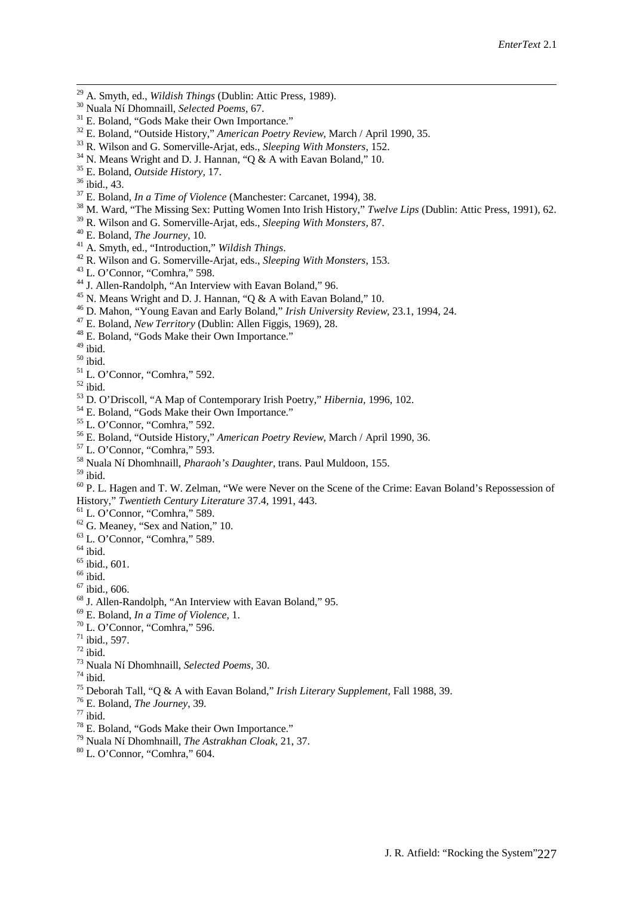[29] A. Smyth, ed., *Wildish Things* (Dublin: Attic Press, 1989).
[30] Nuala Ní Dhomnaill, *Selected Poems*, 67.
[31] E. Boland, "Gods Make their Own Importance."
[32] E. Boland, "Outside History," *American Poetry Review*, March / April 1990, 35.
[33] R. Wilson and G. Somerville-Arjat, eds., *Sleeping With Monsters*, 152.
[34] N. Means Wright and D. J. Hannan, "Q & A with Eavan Boland," 10.
[35] E. Boland, *Outside History*, 17.
[36] ibid., 43.
[37] E. Boland, *In a Time of Violence* (Manchester: Carcanet, 1994), 38.
[38] M. Ward, "The Missing Sex: Putting Women Into Irish History," *Twelve Lips* (Dublin: Attic Press, 1991), 62.
[39] R. Wilson and G. Somerville-Arjat, eds., *Sleeping With Monsters*, 87.
[40] E. Boland, *The Journey*, 10.
[41] A. Smyth, ed., "Introduction," *Wildish Things*.
[42] R. Wilson and G. Somerville-Arjat, eds., *Sleeping With Monsters*, 153.
[43] L. O'Connor, "Comhra," 598.
[44] J. Allen-Randolph, "An Interview with Eavan Boland," 96.
[45] N. Means Wright and D. J. Hannan, "Q & A with Eavan Boland," 10.
[46] D. Mahon, "Young Eavan and Early Boland," *Irish University Review*, 23.1, 1994, 24.
[47] E. Boland, *New Territory* (Dublin: Allen Figgis, 1969), 28.
[48] E. Boland, "Gods Make their Own Importance."
[49] ibid.
[50] ibid.
[51] L. O'Connor, "Comhra," 592.
[52] ibid.
[53] D. O'Driscoll, "A Map of Contemporary Irish Poetry," *Hibernia*, 1996, 102.
[54] E. Boland, "Gods Make their Own Importance."
[55] L. O'Connor, "Comhra," 592.
[56] E. Boland, "Outside History," *American Poetry Review*, March / April 1990, 36.
[57] L. O'Connor, "Comhra," 593.
[58] Nuala Ní Dhomhnaill, *Pharaoh's Daughter*, trans. Paul Muldoon, 155.
[59] ibid.
[60] P. L. Hagen and T. W. Zelman, "We were Never on the Scene of the Crime: Eavan Boland's Repossession of History," *Twentieth Century Literature* 37.4, 1991, 443.
[61] L. O'Connor, "Comhra," 589.
[62] G. Meaney, "Sex and Nation," 10.
[63] L. O'Connor, "Comhra," 589.
[64] ibid.
[65] ibid., 601.
[66] ibid.
[67] ibid., 606.
[68] J. Allen-Randolph, "An Interview with Eavan Boland," 95.
[69] E. Boland, *In a Time of Violence*, 1.
[70] L. O'Connor, "Comhra," 596.
[71] ibid., 597.
[72] ibid.
[73] Nuala Ní Dhomhnaill, *Selected Poems*, 30.
[74] ibid.
[75] Deborah Tall, "Q & A with Eavan Boland," *Irish Literary Supplement*, Fall 1988, 39.
[76] E. Boland, *The Journey*, 39.
[77] ibid.
[78] E. Boland, "Gods Make their Own Importance."
[79] Nuala Ní Dhomhnaill, *The Astrakhan Cloak*, 21, 37.
[80] L. O'Connor, "Comhra," 604.